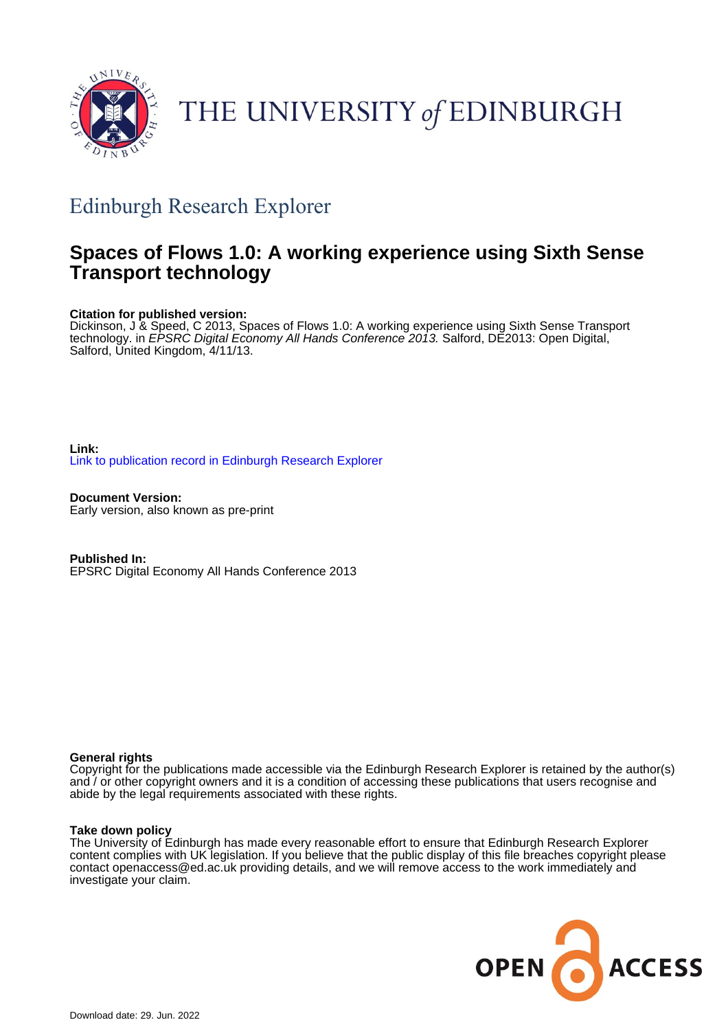THE UNIVERSITY *of* EDINBURGH

## Edinburgh Research Explorer

# Spaces of Flows 1.0: A working experience using Sixth Sense Transport technology

**Citation for published version:**
Dickinson, J & Speed, C 2013, Spaces of Flows 1.0: A working experience using Sixth Sense Transport technology. in *EPSRC Digital Economy All Hands Conference 2013*. Salford, DE2013: Open Digital, Salford, United Kingdom, 4/11/13.

**Link:**
Link to publication record in Edinburgh Research Explorer

**Document Version:**
Early version, also known as pre-print

**Published In:**
EPSRC Digital Economy All Hands Conference 2013

**General rights**
Copyright for the publications made accessible via the Edinburgh Research Explorer is retained by the author(s) and / or other copyright owners and it is a condition of accessing these publications that users recognise and abide by the legal requirements associated with these rights.

**Take down policy**
The University of Edinburgh has made every reasonable effort to ensure that Edinburgh Research Explorer content complies with UK legislation. If you believe that the public display of this file breaches copyright please contact openaccess@ed.ac.uk providing details, and we will remove access to the work immediately and investigate your claim.

Download date: 29. Jun. 2022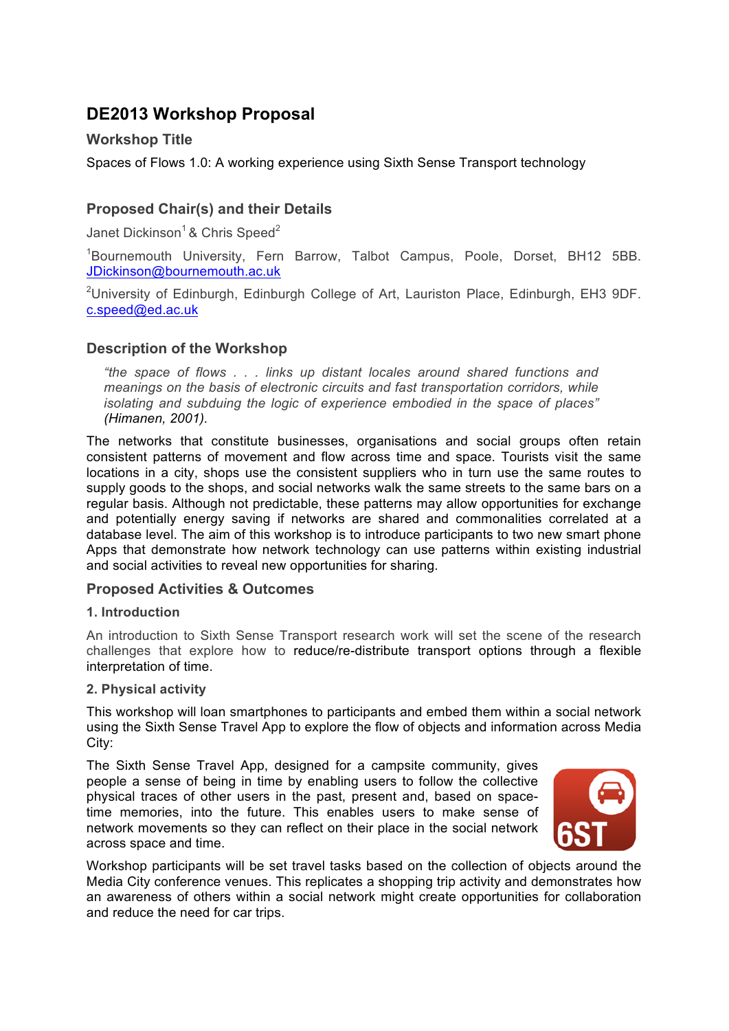# DE2013 Workshop Proposal

## Workshop Title

Spaces of Flows 1.0: A working experience using Sixth Sense Transport technology

## Proposed Chair(s) and their Details

Janet Dickinson[1] & Chris Speed[2]

[1]Bournemouth University, Fern Barrow, Talbot Campus, Poole, Dorset, BH12 5BB. JDickinson@bournemouth.ac.uk

[2]University of Edinburgh, Edinburgh College of Art, Lauriston Place, Edinburgh, EH3 9DF. c.speed@ed.ac.uk

## Description of the Workshop

> *"the space of flows . . . links up distant locales around shared functions and meanings on the basis of electronic circuits and fast transportation corridors, while isolating and subduing the logic of experience embodied in the space of places" (Himanen, 2001).*

The networks that constitute businesses, organisations and social groups often retain consistent patterns of movement and flow across time and space. Tourists visit the same locations in a city, shops use the consistent suppliers who in turn use the same routes to supply goods to the shops, and social networks walk the same streets to the same bars on a regular basis. Although not predictable, these patterns may allow opportunities for exchange and potentially energy saving if networks are shared and commonalities correlated at a database level. The aim of this workshop is to introduce participants to two new smart phone Apps that demonstrate how network technology can use patterns within existing industrial and social activities to reveal new opportunities for sharing.

## Proposed Activities & Outcomes

### 1. Introduction

An introduction to Sixth Sense Transport research work will set the scene of the research challenges that explore how to reduce/re-distribute transport options through a flexible interpretation of time.

### 2. Physical activity

This workshop will loan smartphones to participants and embed them within a social network using the Sixth Sense Travel App to explore the flow of objects and information across Media City:

The Sixth Sense Travel App, designed for a campsite community, gives people a sense of being in time by enabling users to follow the collective physical traces of other users in the past, present and, based on space-time memories, into the future. This enables users to make sense of network movements so they can reflect on their place in the social network across space and time.

Workshop participants will be set travel tasks based on the collection of objects around the Media City conference venues. This replicates a shopping trip activity and demonstrates how an awareness of others within a social network might create opportunities for collaboration and reduce the need for car trips.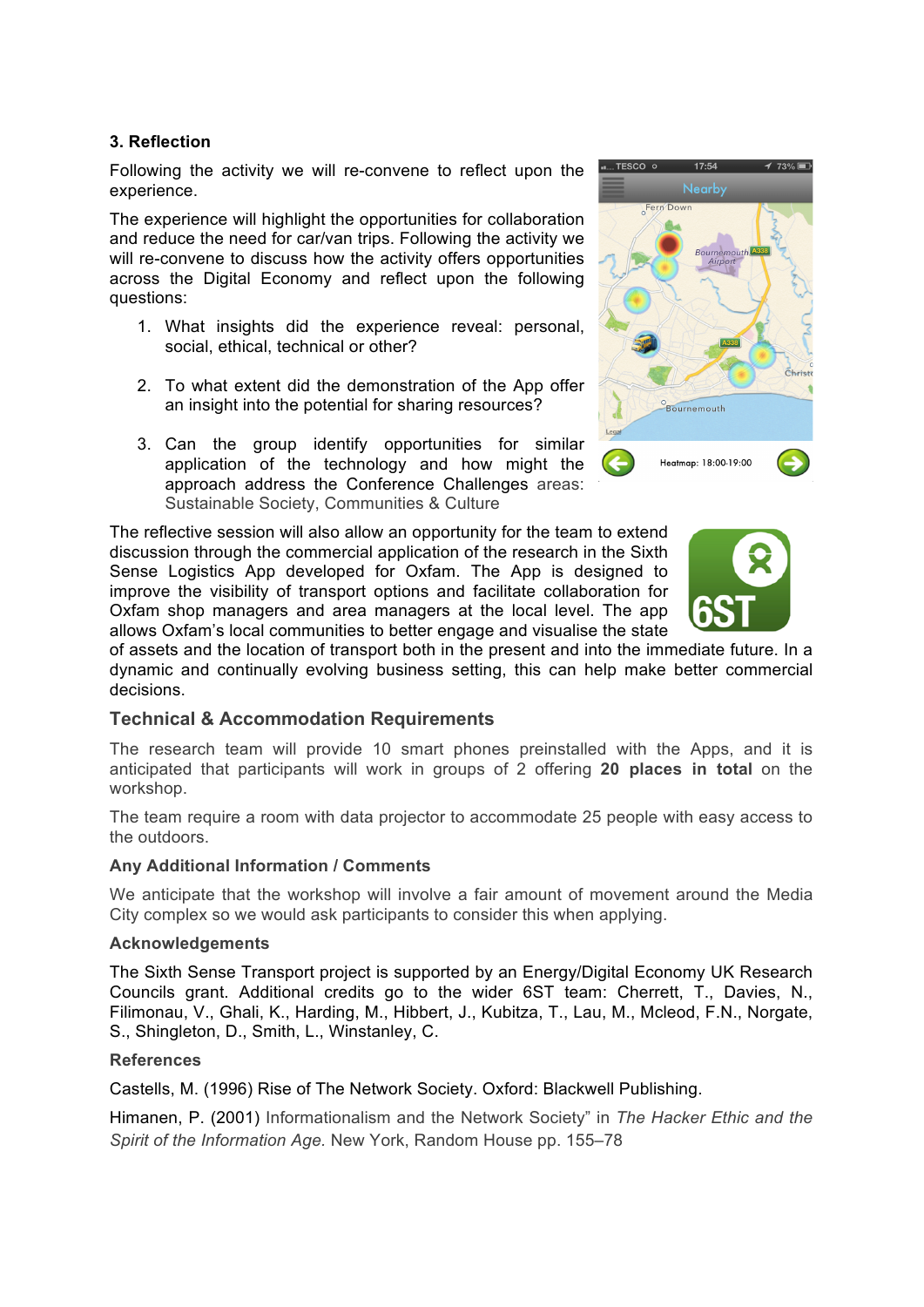### 3. Reflection

Following the activity we will re-convene to reflect upon the experience.

The experience will highlight the opportunities for collaboration and reduce the need for car/van trips. Following the activity we will re-convene to discuss how the activity offers opportunities across the Digital Economy and reflect upon the following questions:

1. What insights did the experience reveal: personal, social, ethical, technical or other?
2. To what extent did the demonstration of the App offer an insight into the potential for sharing resources?
3. Can the group identify opportunities for similar application of the technology and how might the approach address the Conference Challenges areas: Sustainable Society, Communities & Culture

The reflective session will also allow an opportunity for the team to extend discussion through the commercial application of the research in the Sixth Sense Logistics App developed for Oxfam. The App is designed to improve the visibility of transport options and facilitate collaboration for Oxfam shop managers and area managers at the local level. The app allows Oxfam's local communities to better engage and visualise the state of assets and the location of transport both in the present and into the immediate future. In a dynamic and continually evolving business setting, this can help make better commercial decisions.

## Technical & Accommodation Requirements

The research team will provide 10 smart phones preinstalled with the Apps, and it is anticipated that participants will work in groups of 2 offering **20 places in total** on the workshop.

The team require a room with data projector to accommodate 25 people with easy access to the outdoors.

### Any Additional Information / Comments

We anticipate that the workshop will involve a fair amount of movement around the Media City complex so we would ask participants to consider this when applying.

### Acknowledgements

The Sixth Sense Transport project is supported by an Energy/Digital Economy UK Research Councils grant. Additional credits go to the wider 6ST team: Cherrett, T., Davies, N., Filimonau, V., Ghali, K., Harding, M., Hibbert, J., Kubitza, T., Lau, M., Mcleod, F.N., Norgate, S., Shingleton, D., Smith, L., Winstanley, C.

### References

Castells, M. (1996) Rise of The Network Society. Oxford: Blackwell Publishing.

Himanen, P. (2001) Informationalism and the Network Society" in *The Hacker Ethic and the Spirit of the Information Age.* New York, Random House pp. 155–78